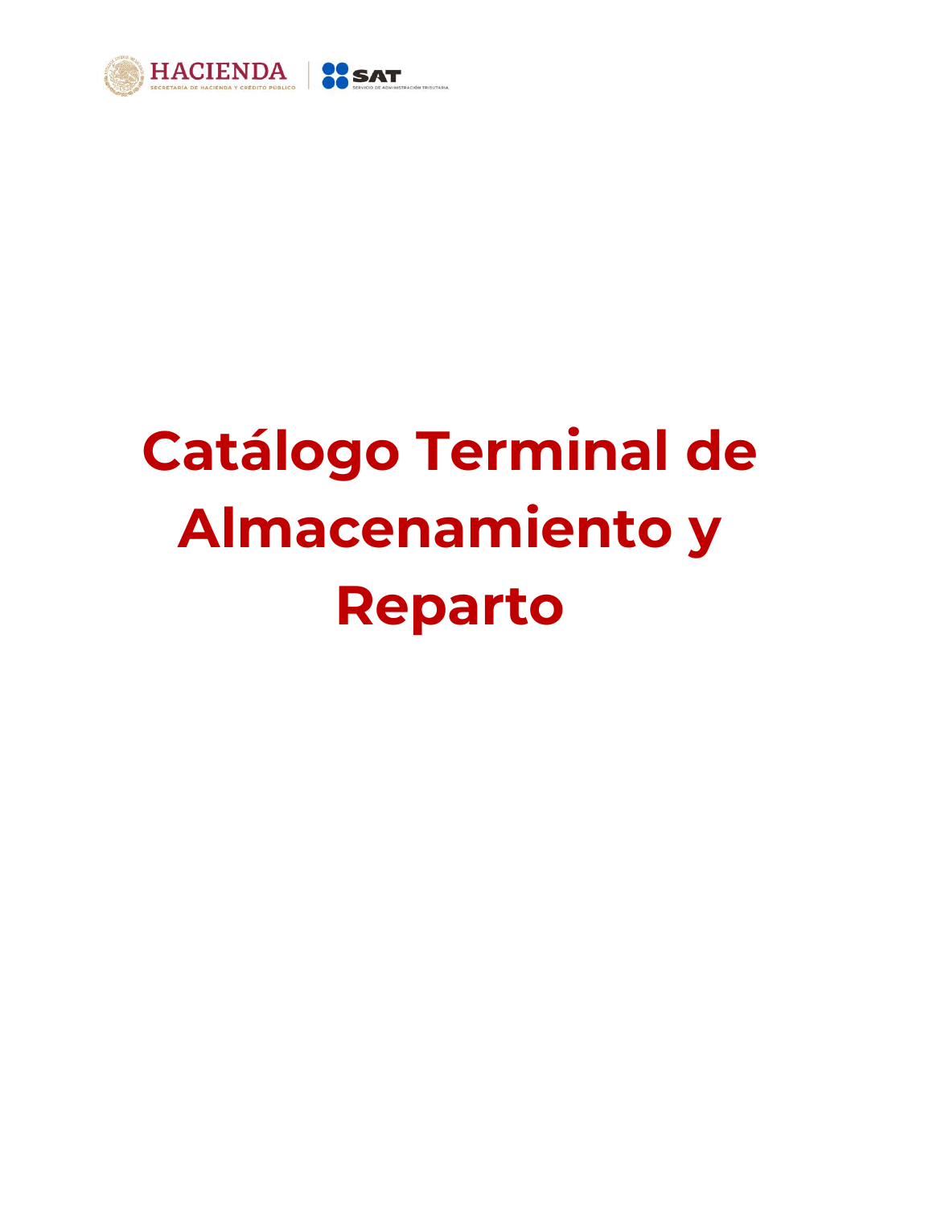# Catálogo Terminal de Almacenamiento y Reparto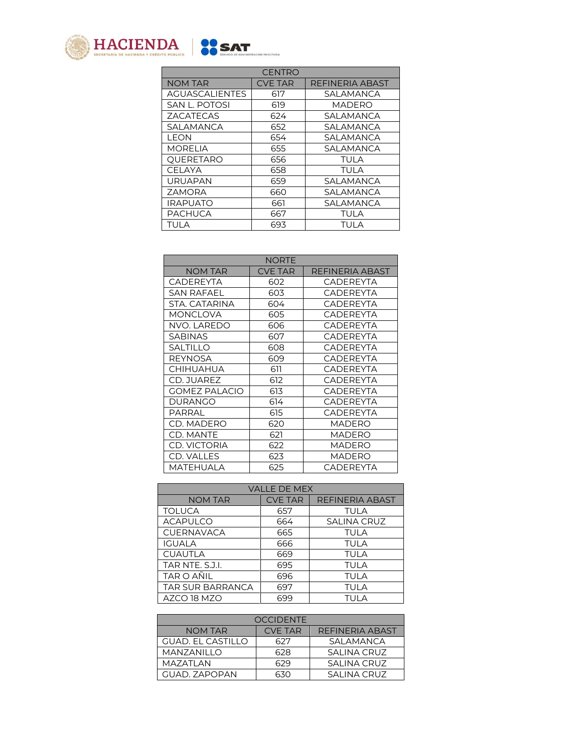| CENTRO | | |
|---|---|---|
| NOM TAR | CVE TAR | REFINERIA ABAST |
| AGUASCALIENTES | 617 | SALAMANCA |
| SAN L. POTOSI | 619 | MADERO |
| ZACATECAS | 624 | SALAMANCA |
| SALAMANCA | 652 | SALAMANCA |
| LEON | 654 | SALAMANCA |
| MORELIA | 655 | SALAMANCA |
| QUERETARO | 656 | TULA |
| CELAYA | 658 | TULA |
| URUAPAN | 659 | SALAMANCA |
| ZAMORA | 660 | SALAMANCA |
| IRAPUATO | 661 | SALAMANCA |
| PACHUCA | 667 | TULA |
| TULA | 693 | TULA |

| NORTE | | |
|---|---|---|
| NOM TAR | CVE TAR | REFINERIA ABAST |
| CADEREYTA | 602 | CADEREYTA |
| SAN RAFAEL | 603 | CADEREYTA |
| STA. CATARINA | 604 | CADEREYTA |
| MONCLOVA | 605 | CADEREYTA |
| NVO. LAREDO | 606 | CADEREYTA |
| SABINAS | 607 | CADEREYTA |
| SALTILLO | 608 | CADEREYTA |
| REYNOSA | 609 | CADEREYTA |
| CHIHUAHUA | 611 | CADEREYTA |
| CD. JUAREZ | 612 | CADEREYTA |
| GOMEZ PALACIO | 613 | CADEREYTA |
| DURANGO | 614 | CADEREYTA |
| PARRAL | 615 | CADEREYTA |
| CD. MADERO | 620 | MADERO |
| CD. MANTE | 621 | MADERO |
| CD. VICTORIA | 622 | MADERO |
| CD. VALLES | 623 | MADERO |
| MATEHUALA | 625 | CADEREYTA |

| VALLE DE MEX | | |
|---|---|---|
| NOM TAR | CVE TAR | REFINERIA ABAST |
| TOLUCA | 657 | TULA |
| ACAPULCO | 664 | SALINA CRUZ |
| CUERNAVACA | 665 | TULA |
| IGUALA | 666 | TULA |
| CUAUTLA | 669 | TULA |
| TAR NTE. S.J.I. | 695 | TULA |
| TAR O AÑIL | 696 | TULA |
| TAR SUR BARRANCA | 697 | TULA |
| AZCO 18 MZO | 699 | TULA |

| OCCIDENTE | | |
|---|---|---|
| NOM TAR | CVE TAR | REFINERIA ABAST |
| GUAD. EL CASTILLO | 627 | SALAMANCA |
| MANZANILLO | 628 | SALINA CRUZ |
| MAZATLAN | 629 | SALINA CRUZ |
| GUAD. ZAPOPAN | 630 | SALINA CRUZ |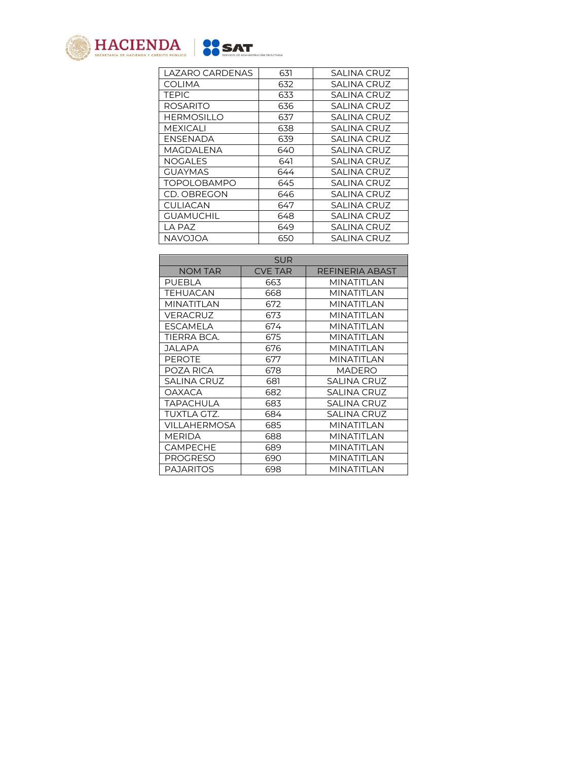| | | |
|---|---|---|
| LAZARO CARDENAS | 631 | SALINA CRUZ |
| COLIMA | 632 | SALINA CRUZ |
| TEPIC | 633 | SALINA CRUZ |
| ROSARITO | 636 | SALINA CRUZ |
| HERMOSILLO | 637 | SALINA CRUZ |
| MEXICALI | 638 | SALINA CRUZ |
| ENSENADA | 639 | SALINA CRUZ |
| MAGDALENA | 640 | SALINA CRUZ |
| NOGALES | 641 | SALINA CRUZ |
| GUAYMAS | 644 | SALINA CRUZ |
| TOPOLOBAMPO | 645 | SALINA CRUZ |
| CD. OBREGON | 646 | SALINA CRUZ |
| CULIACAN | 647 | SALINA CRUZ |
| GUAMUCHIL | 648 | SALINA CRUZ |
| LA PAZ | 649 | SALINA CRUZ |
| NAVOJOA | 650 | SALINA CRUZ |

| SUR | | |
|---|---|---|
| NOM TAR | CVE TAR | REFINERIA ABAST |
| PUEBLA | 663 | MINATITLAN |
| TEHUACAN | 668 | MINATITLAN |
| MINATITLAN | 672 | MINATITLAN |
| VERACRUZ | 673 | MINATITLAN |
| ESCAMELA | 674 | MINATITLAN |
| TIERRA BCA. | 675 | MINATITLAN |
| JALAPA | 676 | MINATITLAN |
| PEROTE | 677 | MINATITLAN |
| POZA RICA | 678 | MADERO |
| SALINA CRUZ | 681 | SALINA CRUZ |
| OAXACA | 682 | SALINA CRUZ |
| TAPACHULA | 683 | SALINA CRUZ |
| TUXTLA GTZ. | 684 | SALINA CRUZ |
| VILLAHERMOSA | 685 | MINATITLAN |
| MERIDA | 688 | MINATITLAN |
| CAMPECHE | 689 | MINATITLAN |
| PROGRESO | 690 | MINATITLAN |
| PAJARITOS | 698 | MINATITLAN |